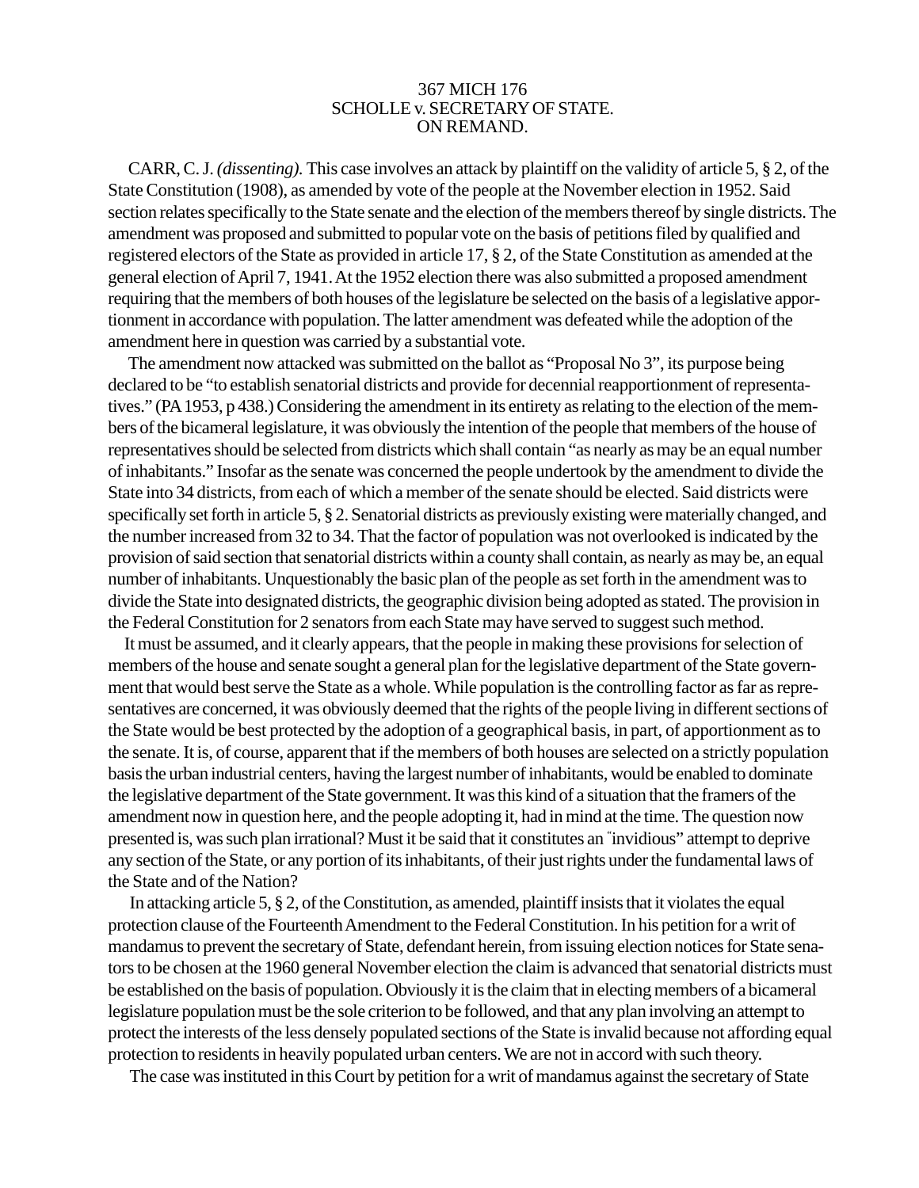367 MICH 176
SCHOLLE v. SECRETARY OF STATE.
ON REMAND.

CARR, C. J. *(dissenting).* This case involves an attack by plaintiff on the validity of article 5, § 2, of the State Constitution (1908), as amended by vote of the people at the November election in 1952. Said section relates specifically to the State senate and the election of the members thereof by single districts. The amendment was proposed and submitted to popular vote on the basis of petitions filed by qualified and registered electors of the State as provided in article 17, § 2, of the State Constitution as amended at the general election of April 7, 1941. At the 1952 election there was also submitted a proposed amendment requiring that the members of both houses of the legislature be selected on the basis of a legislative apportionment in accordance with population. The latter amendment was defeated while the adoption of the amendment here in question was carried by a substantial vote.

The amendment now attacked was submitted on the ballot as "Proposal No 3", its purpose being declared to be "to establish senatorial districts and provide for decennial reapportionment of representatives." (PA 1953, p 438.) Considering the amendment in its entirety as relating to the election of the members of the bicameral legislature, it was obviously the intention of the people that members of the house of representatives should be selected from districts which shall contain "as nearly as may be an equal number of inhabitants." Insofar as the senate was concerned the people undertook by the amendment to divide the State into 34 districts, from each of which a member of the senate should be elected. Said districts were specifically set forth in article 5, § 2. Senatorial districts as previously existing were materially changed, and the number increased from 32 to 34. That the factor of population was not overlooked is indicated by the provision of said section that senatorial districts within a county shall contain, as nearly as may be, an equal number of inhabitants. Unquestionably the basic plan of the people as set forth in the amendment was to divide the State into designated districts, the geographic division being adopted as stated. The provision in the Federal Constitution for 2 senators from each State may have served to suggest such method.

It must be assumed, and it clearly appears, that the people in making these provisions for selection of members of the house and senate sought a general plan for the legislative department of the State government that would best serve the State as a whole. While population is the controlling factor as far as representatives are concerned, it was obviously deemed that the rights of the people living in different sections of the State would be best protected by the adoption of a geographical basis, in part, of apportionment as to the senate. It is, of course, apparent that if the members of both houses are selected on a strictly population basis the urban industrial centers, having the largest number of inhabitants, would be enabled to dominate the legislative department of the State government. It was this kind of a situation that the framers of the amendment now in question here, and the people adopting it, had in mind at the time. The question now presented is, was such plan irrational? Must it be said that it constitutes an "invidious" attempt to deprive any section of the State, or any portion of its inhabitants, of their just rights under the fundamental laws of the State and of the Nation?

In attacking article 5, § 2, of the Constitution, as amended, plaintiff insists that it violates the equal protection clause of the Fourteenth Amendment to the Federal Constitution. In his petition for a writ of mandamus to prevent the secretary of State, defendant herein, from issuing election notices for State senators to be chosen at the 1960 general November election the claim is advanced that senatorial districts must be established on the basis of population. Obviously it is the claim that in electing members of a bicameral legislature population must be the sole criterion to be followed, and that any plan involving an attempt to protect the interests of the less densely populated sections of the State is invalid because not affording equal protection to residents in heavily populated urban centers. We are not in accord with such theory.

The case was instituted in this Court by petition for a writ of mandamus against the secretary of State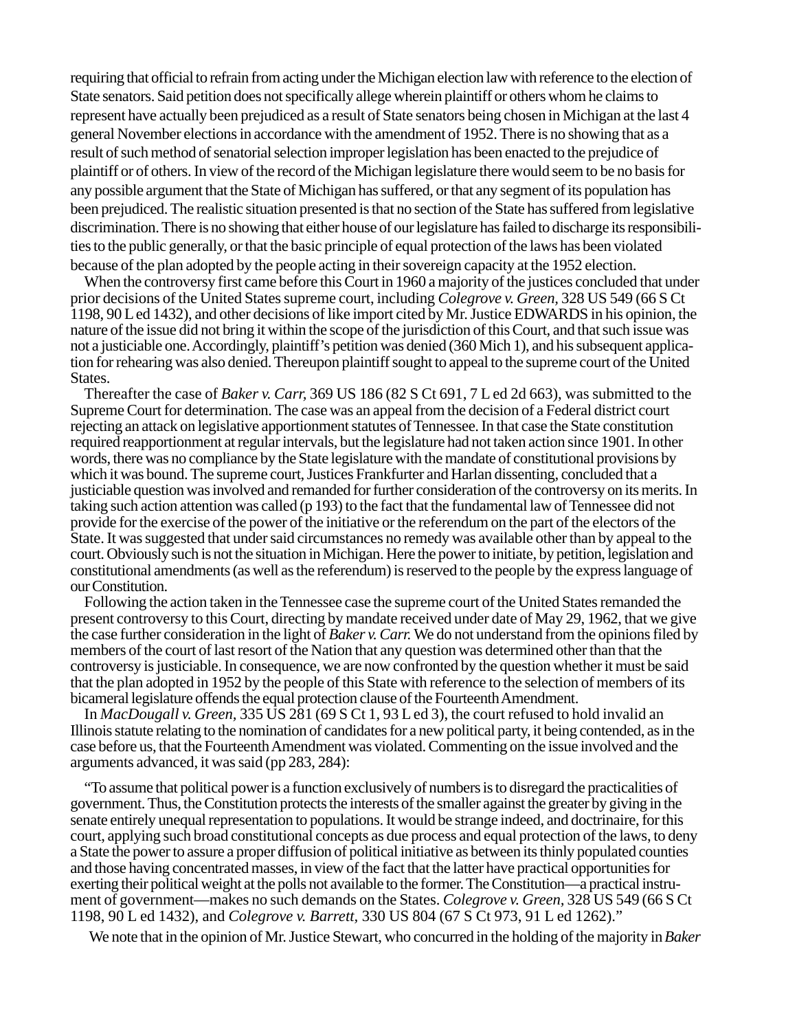requiring that official to refrain from acting under the Michigan election law with reference to the election of State senators. Said petition does not specifically allege wherein plaintiff or others whom he claims to represent have actually been prejudiced as a result of State senators being chosen in Michigan at the last 4 general November elections in accordance with the amendment of 1952. There is no showing that as a result of such method of senatorial selection improper legislation has been enacted to the prejudice of plaintiff or of others. In view of the record of the Michigan legislature there would seem to be no basis for any possible argument that the State of Michigan has suffered, or that any segment of its population has been prejudiced. The realistic situation presented is that no section of the State has suffered from legislative discrimination. There is no showing that either house of our legislature has failed to discharge its responsibilities to the public generally, or that the basic principle of equal protection of the laws has been violated because of the plan adopted by the people acting in their sovereign capacity at the 1952 election.

When the controversy first came before this Court in 1960 a majority of the justices concluded that under prior decisions of the United States supreme court, including *Colegrove v. Green*, 328 US 549 (66 S Ct 1198, 90 L ed 1432), and other decisions of like import cited by Mr. Justice EDWARDS in his opinion, the nature of the issue did not bring it within the scope of the jurisdiction of this Court, and that such issue was not a justiciable one. Accordingly, plaintiff's petition was denied (360 Mich 1), and his subsequent application for rehearing was also denied. Thereupon plaintiff sought to appeal to the supreme court of the United States.

Thereafter the case of *Baker v. Carr*, 369 US 186 (82 S Ct 691, 7 L ed 2d 663), was submitted to the Supreme Court for determination. The case was an appeal from the decision of a Federal district court rejecting an attack on legislative apportionment statutes of Tennessee. In that case the State constitution required reapportionment at regular intervals, but the legislature had not taken action since 1901. In other words, there was no compliance by the State legislature with the mandate of constitutional provisions by which it was bound. The supreme court, Justices Frankfurter and Harlan dissenting, concluded that a justiciable question was involved and remanded for further consideration of the controversy on its merits. In taking such action attention was called (p 193) to the fact that the fundamental law of Tennessee did not provide for the exercise of the power of the initiative or the referendum on the part of the electors of the State. It was suggested that under said circumstances no remedy was available other than by appeal to the court. Obviously such is not the situation in Michigan. Here the power to initiate, by petition, legislation and constitutional amendments (as well as the referendum) is reserved to the people by the express language of our Constitution.

Following the action taken in the Tennessee case the supreme court of the United States remanded the present controversy to this Court, directing by mandate received under date of May 29, 1962, that we give the case further consideration in the light of *Baker v. Carr.* We do not understand from the opinions filed by members of the court of last resort of the Nation that any question was determined other than that the controversy is justiciable. In consequence, we are now confronted by the question whether it must be said that the plan adopted in 1952 by the people of this State with reference to the selection of members of its bicameral legislature offends the equal protection clause of the Fourteenth Amendment.

In *MacDougall v. Green*, 335 US 281 (69 S Ct 1, 93 L ed 3), the court refused to hold invalid an Illinois statute relating to the nomination of candidates for a new political party, it being contended, as in the case before us, that the Fourteenth Amendment was violated. Commenting on the issue involved and the arguments advanced, it was said (pp 283, 284):

"To assume that political power is a function exclusively of numbers is to disregard the practicalities of government. Thus, the Constitution protects the interests of the smaller against the greater by giving in the senate entirely unequal representation to populations. It would be strange indeed, and doctrinaire, for this court, applying such broad constitutional concepts as due process and equal protection of the laws, to deny a State the power to assure a proper diffusion of political initiative as between its thinly populated counties and those having concentrated masses, in view of the fact that the latter have practical opportunities for exerting their political weight at the polls not available to the former. The Constitution—a practical instrument of government—makes no such demands on the States. *Colegrove v. Green*, 328 US 549 (66 S Ct 1198, 90 L ed 1432), and *Colegrove v. Barrett*, 330 US 804 (67 S Ct 973, 91 L ed 1262)."

We note that in the opinion of Mr. Justice Stewart, who concurred in the holding of the majority in *Baker*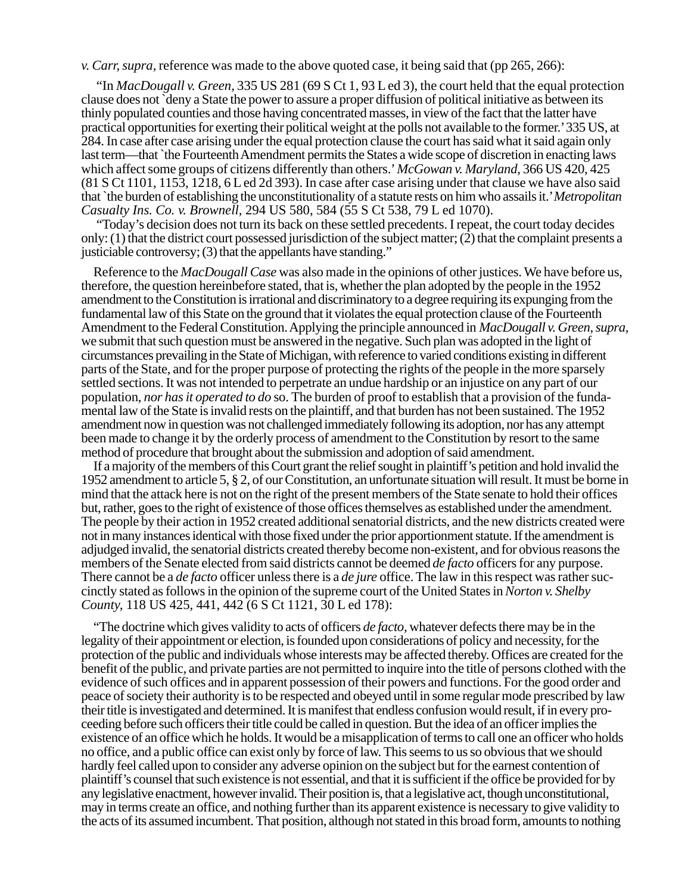*v. Carr, supra,* reference was made to the above quoted case, it being said that (pp 265, 266):

"In *MacDougall v. Green,* 335 US 281 (69 S Ct 1, 93 L ed 3), the court held that the equal protection clause does not `deny a State the power to assure a proper diffusion of political initiative as between its thinly populated counties and those having concentrated masses, in view of the fact that the latter have practical opportunities for exerting their political weight at the polls not available to the former.' 335 US, at 284. In case after case arising under the equal protection clause the court has said what it said again only last term—that `the Fourteenth Amendment permits the States a wide scope of discretion in enacting laws which affect some groups of citizens differently than others.' *McGowan v. Maryland,* 366 US 420, 425 (81 S Ct 1101, 1153, 1218, 6 L ed 2d 393). In case after case arising under that clause we have also said that `the burden of establishing the unconstitutionality of a statute rests on him who assails it.' *Metropolitan Casualty Ins. Co. v. Brownell,* 294 US 580, 584 (55 S Ct 538, 79 L ed 1070).

"Today's decision does not turn its back on these settled precedents. I repeat, the court today decides only: (1) that the district court possessed jurisdiction of the subject matter; (2) that the complaint presents a justiciable controversy; (3) that the appellants have standing."

Reference to the *MacDougall Case* was also made in the opinions of other justices. We have before us, therefore, the question hereinbefore stated, that is, whether the plan adopted by the people in the 1952 amendment to the Constitution is irrational and discriminatory to a degree requiring its expunging from the fundamental law of this State on the ground that it violates the equal protection clause of the Fourteenth Amendment to the Federal Constitution. Applying the principle announced in *MacDougall v. Green, supra,* we submit that such question must be answered in the negative. Such plan was adopted in the light of circumstances prevailing in the State of Michigan, with reference to varied conditions existing in different parts of the State, and for the proper purpose of protecting the rights of the people in the more sparsely settled sections. It was not intended to perpetrate an undue hardship or an injustice on any part of our population, *nor has it operated to do* so. The burden of proof to establish that a provision of the fundamental law of the State is invalid rests on the plaintiff, and that burden has not been sustained. The 1952 amendment now in question was not challenged immediately following its adoption, nor has any attempt been made to change it by the orderly process of amendment to the Constitution by resort to the same method of procedure that brought about the submission and adoption of said amendment.

If a majority of the members of this Court grant the relief sought in plaintiff's petition and hold invalid the 1952 amendment to article 5, § 2, of our Constitution, an unfortunate situation will result. It must be borne in mind that the attack here is not on the right of the present members of the State senate to hold their offices but, rather, goes to the right of existence of those offices themselves as established under the amendment. The people by their action in 1952 created additional senatorial districts, and the new districts created were not in many instances identical with those fixed under the prior apportionment statute. If the amendment is adjudged invalid, the senatorial districts created thereby become non-existent, and for obvious reasons the members of the Senate elected from said districts cannot be deemed *de facto* officers for any purpose. There cannot be a *de facto* officer unless there is a *de jure* office. The law in this respect was rather succinctly stated as follows in the opinion of the supreme court of the United States in *Norton v. Shelby County,* 118 US 425, 441, 442 (6 S Ct 1121, 30 L ed 178):

"The doctrine which gives validity to acts of officers *de facto,* whatever defects there may be in the legality of their appointment or election, is founded upon considerations of policy and necessity, for the protection of the public and individuals whose interests may be affected thereby. Offices are created for the benefit of the public, and private parties are not permitted to inquire into the title of persons clothed with the evidence of such offices and in apparent possession of their powers and functions. For the good order and peace of society their authority is to be respected and obeyed until in some regular mode prescribed by law their title is investigated and determined. It is manifest that endless confusion would result, if in every proceeding before such officers their title could be called in question. But the idea of an officer implies the existence of an office which he holds. It would be a misapplication of terms to call one an officer who holds no office, and a public office can exist only by force of law. This seems to us so obvious that we should hardly feel called upon to consider any adverse opinion on the subject but for the earnest contention of plaintiff's counsel that such existence is not essential, and that it is sufficient if the office be provided for by any legislative enactment, however invalid. Their position is, that a legislative act, though unconstitutional, may in terms create an office, and nothing further than its apparent existence is necessary to give validity to the acts of its assumed incumbent. That position, although not stated in this broad form, amounts to nothing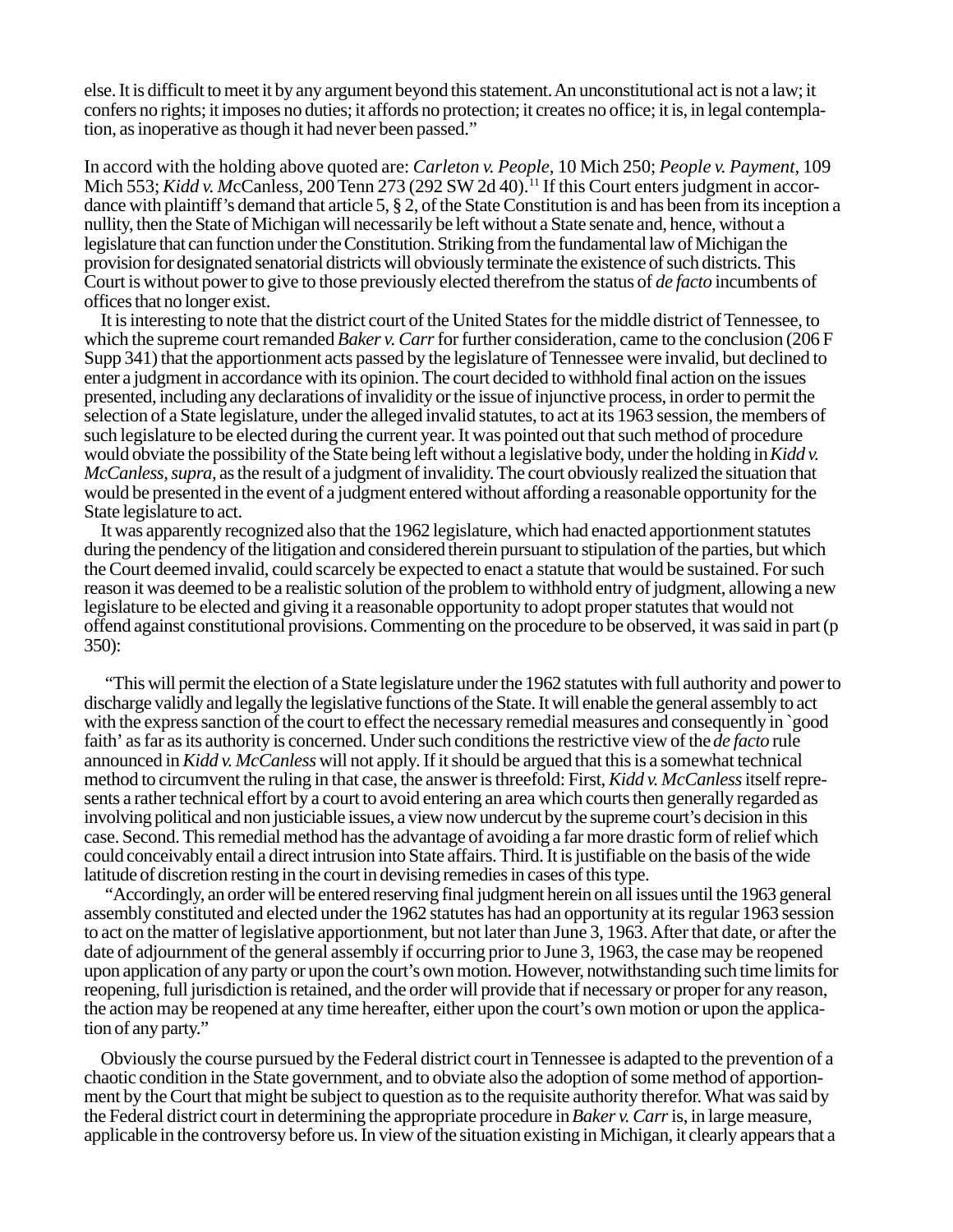else. It is difficult to meet it by any argument beyond this statement. An unconstitutional act is not a law; it confers no rights; it imposes no duties; it affords no protection; it creates no office; it is, in legal contemplation, as inoperative as though it had never been passed."

In accord with the holding above quoted are: *Carleton v. People*, 10 Mich 250; *People v. Payment*, 109 Mich 553; *Kidd v. M*cCanless, 200 Tenn 273 (292 SW 2d 40).[11] If this Court enters judgment in accordance with plaintiff's demand that article 5, § 2, of the State Constitution is and has been from its inception a nullity, then the State of Michigan will necessarily be left without a State senate and, hence, without a legislature that can function under the Constitution. Striking from the fundamental law of Michigan the provision for designated senatorial districts will obviously terminate the existence of such districts. This Court is without power to give to those previously elected therefrom the status of *de facto* incumbents of offices that no longer exist.

It is interesting to note that the district court of the United States for the middle district of Tennessee, to which the supreme court remanded *Baker v. Carr* for further consideration, came to the conclusion (206 F Supp 341) that the apportionment acts passed by the legislature of Tennessee were invalid, but declined to enter a judgment in accordance with its opinion. The court decided to withhold final action on the issues presented, including any declarations of invalidity or the issue of injunctive process, in order to permit the selection of a State legislature, under the alleged invalid statutes, to act at its 1963 session, the members of such legislature to be elected during the current year. It was pointed out that such method of procedure would obviate the possibility of the State being left without a legislative body, under the holding in *Kidd v. McCanless, supra,* as the result of a judgment of invalidity. The court obviously realized the situation that would be presented in the event of a judgment entered without affording a reasonable opportunity for the State legislature to act.

It was apparently recognized also that the 1962 legislature, which had enacted apportionment statutes during the pendency of the litigation and considered therein pursuant to stipulation of the parties, but which the Court deemed invalid, could scarcely be expected to enact a statute that would be sustained. For such reason it was deemed to be a realistic solution of the problem to withhold entry of judgment, allowing a new legislature to be elected and giving it a reasonable opportunity to adopt proper statutes that would not offend against constitutional provisions. Commenting on the procedure to be observed, it was said in part (p 350):

"This will permit the election of a State legislature under the 1962 statutes with full authority and power to discharge validly and legally the legislative functions of the State. It will enable the general assembly to act with the express sanction of the court to effect the necessary remedial measures and consequently in `good faith' as far as its authority is concerned. Under such conditions the restrictive view of the *de facto* rule announced in *Kidd v. McCanless* will not apply. If it should be argued that this is a somewhat technical method to circumvent the ruling in that case, the answer is threefold: First, *Kidd v. McCanless* itself represents a rather technical effort by a court to avoid entering an area which courts then generally regarded as involving political and non justiciable issues, a view now undercut by the supreme court's decision in this case. Second. This remedial method has the advantage of avoiding a far more drastic form of relief which could conceivably entail a direct intrusion into State affairs. Third. It is justifiable on the basis of the wide latitude of discretion resting in the court in devising remedies in cases of this type.

"Accordingly, an order will be entered reserving final judgment herein on all issues until the 1963 general assembly constituted and elected under the 1962 statutes has had an opportunity at its regular 1963 session to act on the matter of legislative apportionment, but not later than June 3, 1963. After that date, or after the date of adjournment of the general assembly if occurring prior to June 3, 1963, the case may be reopened upon application of any party or upon the court's own motion. However, notwithstanding such time limits for reopening, full jurisdiction is retained, and the order will provide that if necessary or proper for any reason, the action may be reopened at any time hereafter, either upon the court's own motion or upon the application of any party."

Obviously the course pursued by the Federal district court in Tennessee is adapted to the prevention of a chaotic condition in the State government, and to obviate also the adoption of some method of apportionment by the Court that might be subject to question as to the requisite authority therefor. What was said by the Federal district court in determining the appropriate procedure in *Baker v. Carr* is, in large measure, applicable in the controversy before us. In view of the situation existing in Michigan, it clearly appears that a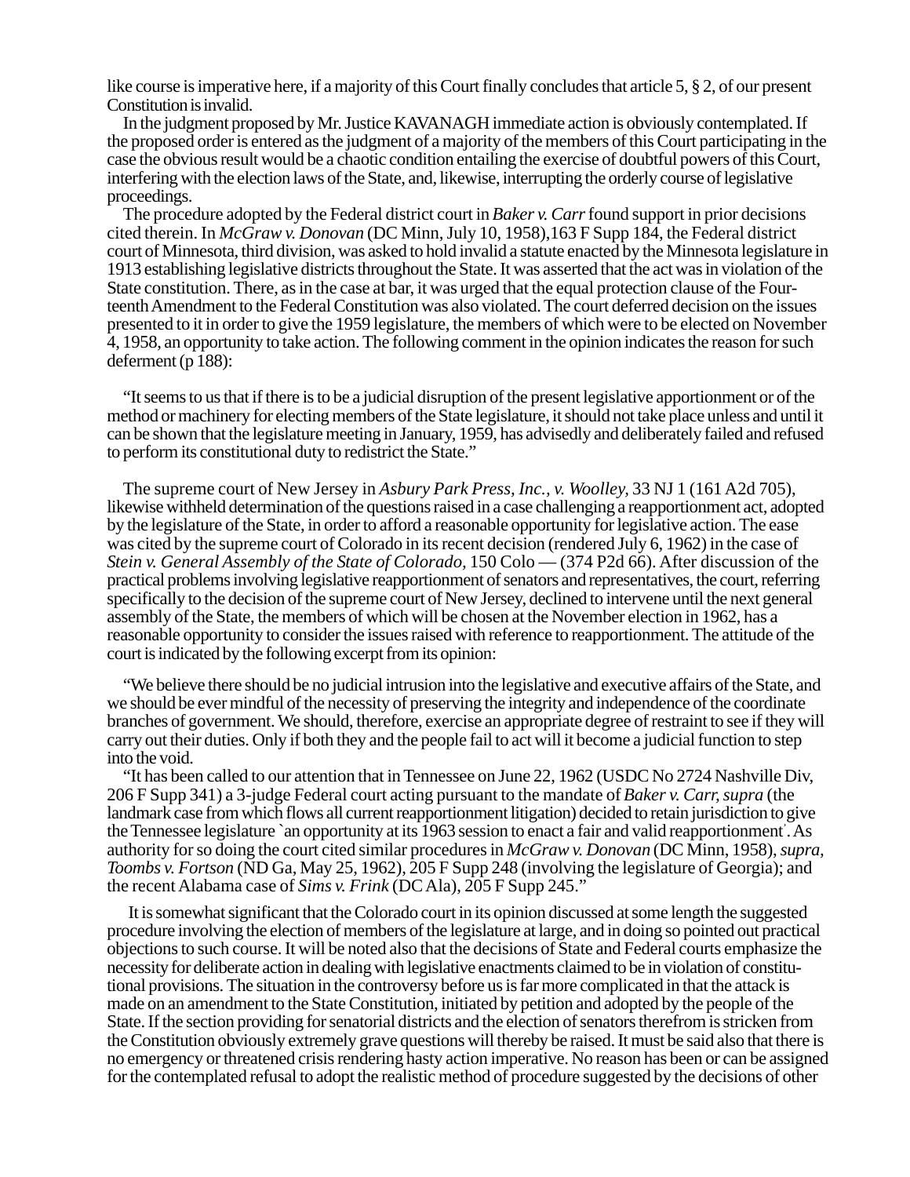like course is imperative here, if a majority of this Court finally concludes that article 5, § 2, of our present Constitution is invalid.

In the judgment proposed by Mr. Justice KAVANAGH immediate action is obviously contemplated. If the proposed order is entered as the judgment of a majority of the members of this Court participating in the case the obvious result would be a chaotic condition entailing the exercise of doubtful powers of this Court, interfering with the election laws of the State, and, likewise, interrupting the orderly course of legislative proceedings.

The procedure adopted by the Federal district court in *Baker v. Carr* found support in prior decisions cited therein. In *McGraw v. Donovan* (DC Minn, July 10, 1958),163 F Supp 184, the Federal district court of Minnesota, third division, was asked to hold invalid a statute enacted by the Minnesota legislature in 1913 establishing legislative districts throughout the State. It was asserted that the act was in violation of the State constitution. There, as in the case at bar, it was urged that the equal protection clause of the Fourteenth Amendment to the Federal Constitution was also violated. The court deferred decision on the issues presented to it in order to give the 1959 legislature, the members of which were to be elected on November 4, 1958, an opportunity to take action. The following comment in the opinion indicates the reason for such deferment (p 188):

"It seems to us that if there is to be a judicial disruption of the present legislative apportionment or of the method or machinery for electing members of the State legislature, it should not take place unless and until it can be shown that the legislature meeting in January, 1959, has advisedly and deliberately failed and refused to perform its constitutional duty to redistrict the State."

The supreme court of New Jersey in *Asbury Park Press, Inc., v. Woolley,* 33 NJ 1 (161 A2d 705), likewise withheld determination of the questions raised in a case challenging a reapportionment act, adopted by the legislature of the State, in order to afford a reasonable opportunity for legislative action. The ease was cited by the supreme court of Colorado in its recent decision (rendered July 6, 1962) in the case of *Stein v. General Assembly of the State of Colorado,* 150 Colo — (374 P2d 66). After discussion of the practical problems involving legislative reapportionment of senators and representatives, the court, referring specifically to the decision of the supreme court of New Jersey, declined to intervene until the next general assembly of the State, the members of which will be chosen at the November election in 1962, has a reasonable opportunity to consider the issues raised with reference to reapportionment. The attitude of the court is indicated by the following excerpt from its opinion:

"We believe there should be no judicial intrusion into the legislative and executive affairs of the State, and we should be ever mindful of the necessity of preserving the integrity and independence of the coordinate branches of government. We should, therefore, exercise an appropriate degree of restraint to see if they will carry out their duties. Only if both they and the people fail to act will it become a judicial function to step into the void.

"It has been called to our attention that in Tennessee on June 22, 1962 (USDC No 2724 Nashville Div, 206 F Supp 341) a 3-judge Federal court acting pursuant to the mandate of *Baker v. Carr, supra* (the landmark case from which flows all current reapportionment litigation) decided to retain jurisdiction to give the Tennessee legislature `an opportunity at its 1963 session to enact a fair and valid reapportionment'. As authority for so doing the court cited similar procedures in *McGraw v. Donovan* (DC Minn, 1958), *supra, Toombs v. Fortson* (ND Ga, May 25, 1962), 205 F Supp 248 (involving the legislature of Georgia); and the recent Alabama case of *Sims v. Frink* (DC Ala), 205 F Supp 245."

It is somewhat significant that the Colorado court in its opinion discussed at some length the suggested procedure involving the election of members of the legislature at large, and in doing so pointed out practical objections to such course. It will be noted also that the decisions of State and Federal courts emphasize the necessity for deliberate action in dealing with legislative enactments claimed to be in violation of constitutional provisions. The situation in the controversy before us is far more complicated in that the attack is made on an amendment to the State Constitution, initiated by petition and adopted by the people of the State. If the section providing for senatorial districts and the election of senators therefrom is stricken from the Constitution obviously extremely grave questions will thereby be raised. It must be said also that there is no emergency or threatened crisis rendering hasty action imperative. No reason has been or can be assigned for the contemplated refusal to adopt the realistic method of procedure suggested by the decisions of other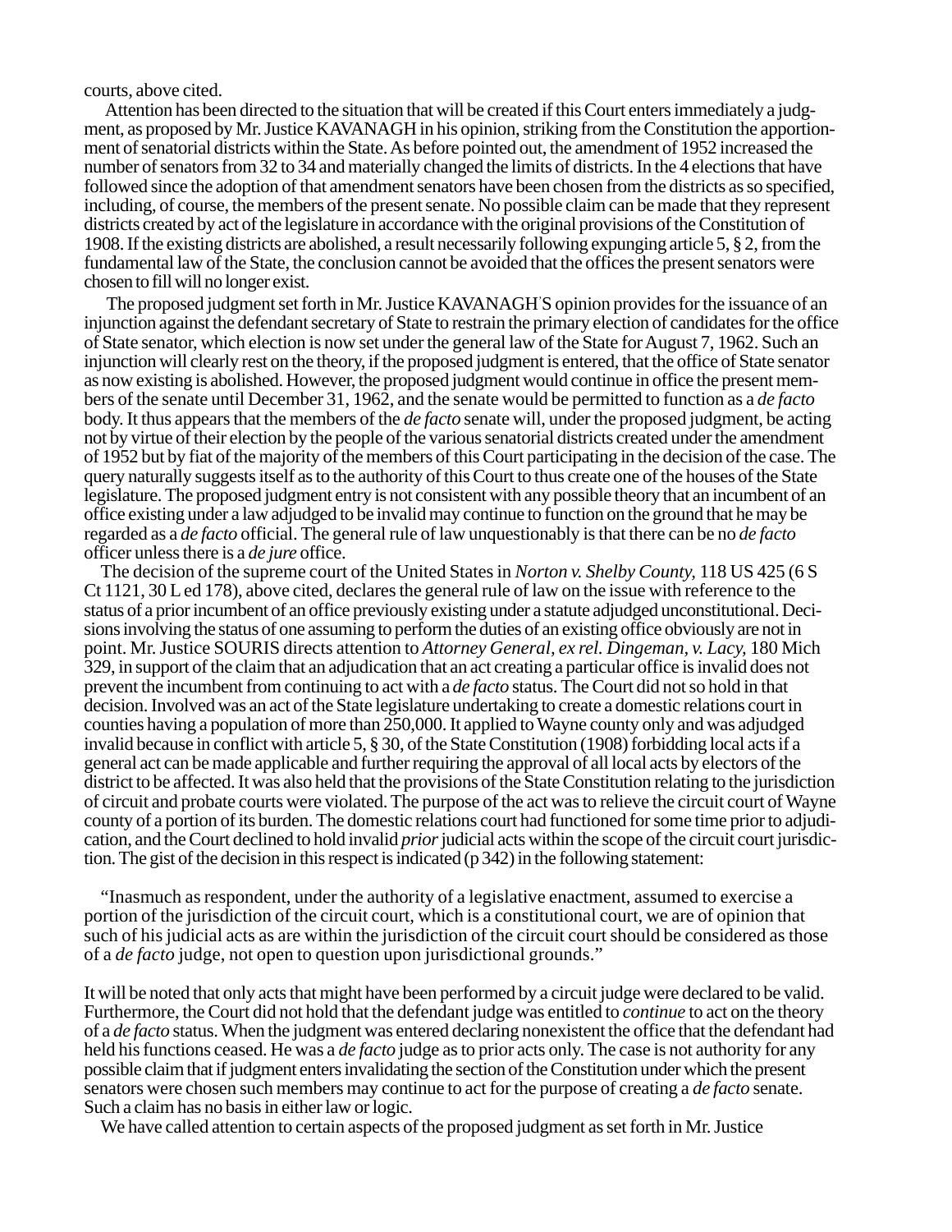courts, above cited.

Attention has been directed to the situation that will be created if this Court enters immediately a judgment, as proposed by Mr. Justice KAVANAGH in his opinion, striking from the Constitution the apportionment of senatorial districts within the State. As before pointed out, the amendment of 1952 increased the number of senators from 32 to 34 and materially changed the limits of districts. In the 4 elections that have followed since the adoption of that amendment senators have been chosen from the districts as so specified, including, of course, the members of the present senate. No possible claim can be made that they represent districts created by act of the legislature in accordance with the original provisions of the Constitution of 1908. If the existing districts are abolished, a result necessarily following expunging article 5, § 2, from the fundamental law of the State, the conclusion cannot be avoided that the offices the present senators were chosen to fill will no longer exist.

The proposed judgment set forth in Mr. Justice KAVANAGH'S opinion provides for the issuance of an injunction against the defendant secretary of State to restrain the primary election of candidates for the office of State senator, which election is now set under the general law of the State for August 7, 1962. Such an injunction will clearly rest on the theory, if the proposed judgment is entered, that the office of State senator as now existing is abolished. However, the proposed judgment would continue in office the present members of the senate until December 31, 1962, and the senate would be permitted to function as a *de facto* body. It thus appears that the members of the *de facto* senate will, under the proposed judgment, be acting not by virtue of their election by the people of the various senatorial districts created under the amendment of 1952 but by fiat of the majority of the members of this Court participating in the decision of the case. The query naturally suggests itself as to the authority of this Court to thus create one of the houses of the State legislature. The proposed judgment entry is not consistent with any possible theory that an incumbent of an office existing under a law adjudged to be invalid may continue to function on the ground that he may be regarded as a *de facto* official. The general rule of law unquestionably is that there can be no *de facto* officer unless there is a *de jure* office.

The decision of the supreme court of the United States in *Norton v. Shelby County,* 118 US 425 (6 S Ct 1121, 30 L ed 178), above cited, declares the general rule of law on the issue with reference to the status of a prior incumbent of an office previously existing under a statute adjudged unconstitutional. Decisions involving the status of one assuming to perform the duties of an existing office obviously are not in point. Mr. Justice SOURIS directs attention to *Attorney General, ex rel. Dingeman, v. Lacy,* 180 Mich 329, in support of the claim that an adjudication that an act creating a particular office is invalid does not prevent the incumbent from continuing to act with a *de facto* status. The Court did not so hold in that decision. Involved was an act of the State legislature undertaking to create a domestic relations court in counties having a population of more than 250,000. It applied to Wayne county only and was adjudged invalid because in conflict with article 5, § 30, of the State Constitution (1908) forbidding local acts if a general act can be made applicable and further requiring the approval of all local acts by electors of the district to be affected. It was also held that the provisions of the State Constitution relating to the jurisdiction of circuit and probate courts were violated. The purpose of the act was to relieve the circuit court of Wayne county of a portion of its burden. The domestic relations court had functioned for some time prior to adjudication, and the Court declined to hold invalid *prior* judicial acts within the scope of the circuit court jurisdiction. The gist of the decision in this respect is indicated (p 342) in the following statement:

> "Inasmuch as respondent, under the authority of a legislative enactment, assumed to exercise a portion of the jurisdiction of the circuit court, which is a constitutional court, we are of opinion that such of his judicial acts as are within the jurisdiction of the circuit court should be considered as those of a *de facto* judge, not open to question upon jurisdictional grounds."

It will be noted that only acts that might have been performed by a circuit judge were declared to be valid. Furthermore, the Court did not hold that the defendant judge was entitled to *continue* to act on the theory of a *de facto* status. When the judgment was entered declaring nonexistent the office that the defendant had held his functions ceased. He was a *de facto* judge as to prior acts only. The case is not authority for any possible claim that if judgment enters invalidating the section of the Constitution under which the present senators were chosen such members may continue to act for the purpose of creating a *de facto* senate. Such a claim has no basis in either law or logic.

We have called attention to certain aspects of the proposed judgment as set forth in Mr. Justice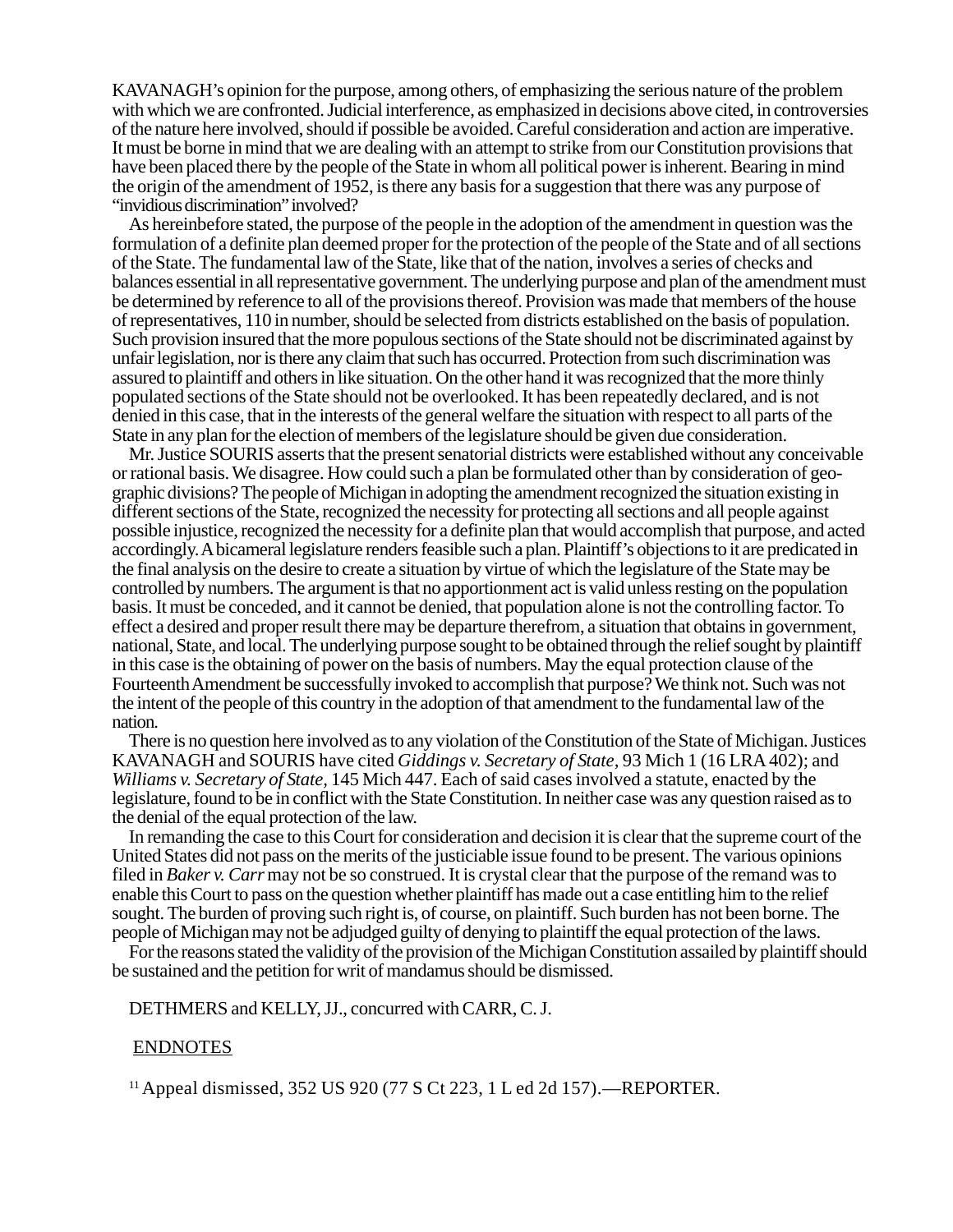KAVANAGH's opinion for the purpose, among others, of emphasizing the serious nature of the problem with which we are confronted. Judicial interference, as emphasized in decisions above cited, in controversies of the nature here involved, should if possible be avoided. Careful consideration and action are imperative. It must be borne in mind that we are dealing with an attempt to strike from our Constitution provisions that have been placed there by the people of the State in whom all political power is inherent. Bearing in mind the origin of the amendment of 1952, is there any basis for a suggestion that there was any purpose of "invidious discrimination" involved?

As hereinbefore stated, the purpose of the people in the adoption of the amendment in question was the formulation of a definite plan deemed proper for the protection of the people of the State and of all sections of the State. The fundamental law of the State, like that of the nation, involves a series of checks and balances essential in all representative government. The underlying purpose and plan of the amendment must be determined by reference to all of the provisions thereof. Provision was made that members of the house of representatives, 110 in number, should be selected from districts established on the basis of population. Such provision insured that the more populous sections of the State should not be discriminated against by unfair legislation, nor is there any claim that such has occurred. Protection from such discrimination was assured to plaintiff and others in like situation. On the other hand it was recognized that the more thinly populated sections of the State should not be overlooked. It has been repeatedly declared, and is not denied in this case, that in the interests of the general welfare the situation with respect to all parts of the State in any plan for the election of members of the legislature should be given due consideration.

Mr. Justice SOURIS asserts that the present senatorial districts were established without any conceivable or rational basis. We disagree. How could such a plan be formulated other than by consideration of geographic divisions? The people of Michigan in adopting the amendment recognized the situation existing in different sections of the State, recognized the necessity for protecting all sections and all people against possible injustice, recognized the necessity for a definite plan that would accomplish that purpose, and acted accordingly. A bicameral legislature renders feasible such a plan. Plaintiff's objections to it are predicated in the final analysis on the desire to create a situation by virtue of which the legislature of the State may be controlled by numbers. The argument is that no apportionment act is valid unless resting on the population basis. It must be conceded, and it cannot be denied, that population alone is not the controlling factor. To effect a desired and proper result there may be departure therefrom, a situation that obtains in government, national, State, and local. The underlying purpose sought to be obtained through the relief sought by plaintiff in this case is the obtaining of power on the basis of numbers. May the equal protection clause of the Fourteenth Amendment be successfully invoked to accomplish that purpose? We think not. Such was not the intent of the people of this country in the adoption of that amendment to the fundamental law of the nation.

There is no question here involved as to any violation of the Constitution of the State of Michigan. Justices KAVANAGH and SOURIS have cited *Giddings v. Secretary of State*, 93 Mich 1 (16 LRA 402); and *Williams v. Secretary of State*, 145 Mich 447. Each of said cases involved a statute, enacted by the legislature, found to be in conflict with the State Constitution. In neither case was any question raised as to the denial of the equal protection of the law.

In remanding the case to this Court for consideration and decision it is clear that the supreme court of the United States did not pass on the merits of the justiciable issue found to be present. The various opinions filed in *Baker v. Carr* may not be so construed. It is crystal clear that the purpose of the remand was to enable this Court to pass on the question whether plaintiff has made out a case entitling him to the relief sought. The burden of proving such right is, of course, on plaintiff. Such burden has not been borne. The people of Michigan may not be adjudged guilty of denying to plaintiff the equal protection of the laws.

For the reasons stated the validity of the provision of the Michigan Constitution assailed by plaintiff should be sustained and the petition for writ of mandamus should be dismissed.

DETHMERS and KELLY, JJ., concurred with CARR, C. J.

ENDNOTES

[11] Appeal dismissed, 352 US 920 (77 S Ct 223, 1 L ed 2d 157).—REPORTER.